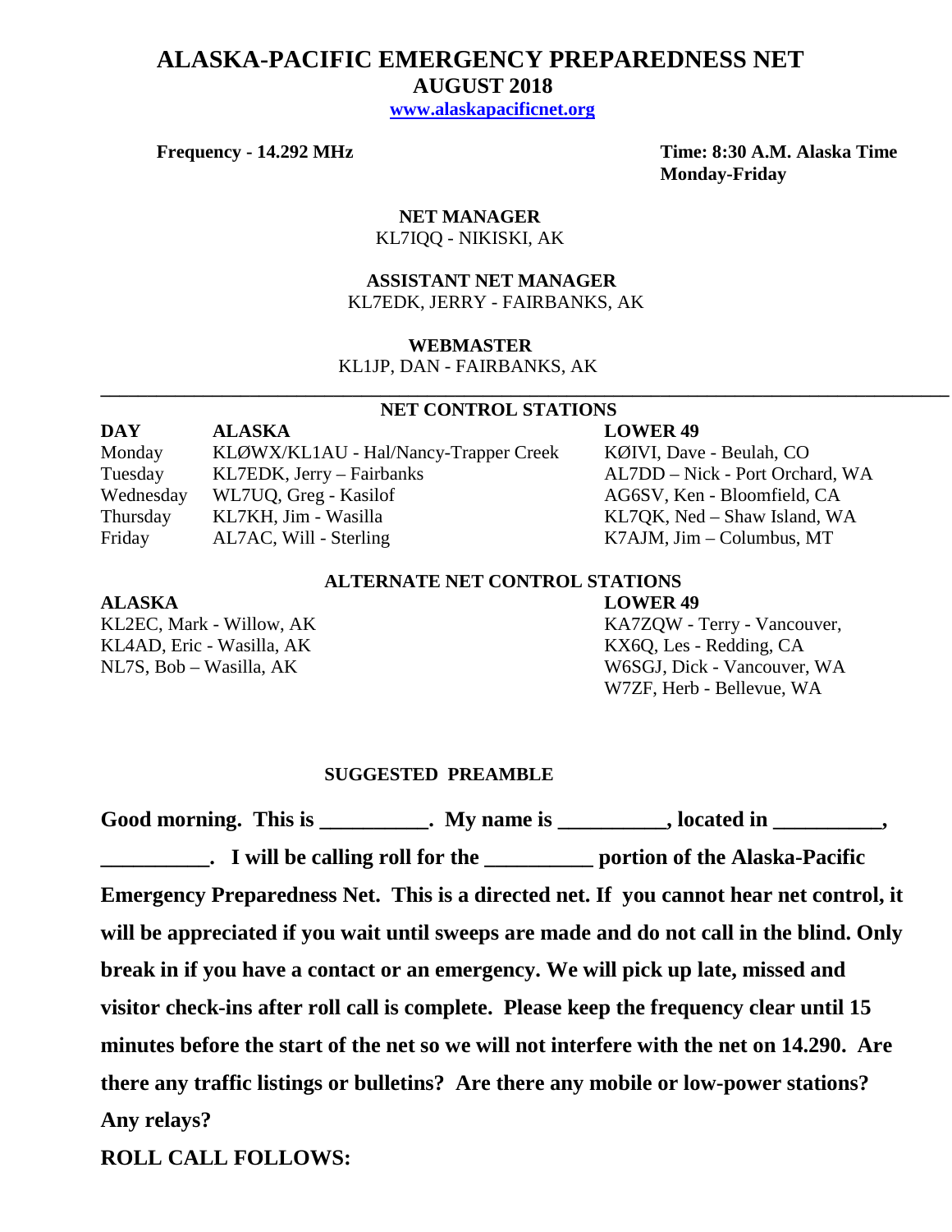# ALASKA-PACIFIC EMERGENCY PREPAREDNESS NET

## AUGUST 2018

**www.alaskapacificnet.org**

**Frequency - 14.292 MHz**

**Time: 8:30 A.M. Alaska Time Monday-Friday**

**NET MANAGER**
KL7IQQ - NIKISKI, AK

**ASSISTANT NET MANAGER**
KL7EDK, JERRY - FAIRBANKS, AK

**WEBMASTER**
KL1JP, DAN - FAIRBANKS, AK

---

**NET CONTROL STATIONS**

| DAY | ALASKA | LOWER 49 |
|---|---|---|
| Monday | KLØWX/KL1AU - Hal/Nancy-Trapper Creek | KØIVI, Dave - Beulah, CO |
| Tuesday | KL7EDK, Jerry – Fairbanks | AL7DD – Nick - Port Orchard, WA |
| Wednesday | WL7UQ, Greg - Kasilof | AG6SV, Ken - Bloomfield, CA |
| Thursday | KL7KH, Jim - Wasilla | KL7QK, Ned – Shaw Island, WA |
| Friday | AL7AC, Will - Sterling | K7AJM, Jim – Columbus, MT |

**ALTERNATE NET CONTROL STATIONS**

| ALASKA | LOWER 49 |
|---|---|
| KL2EC, Mark - Willow, AK | KA7ZQW - Terry - Vancouver, |
| KL4AD, Eric - Wasilla, AK | KX6Q, Les - Redding, CA |
| NL7S, Bob – Wasilla, AK | W6SGJ, Dick - Vancouver, WA |
| | W7ZF, Herb - Bellevue, WA |

**SUGGESTED PREAMBLE**

**Good morning. This is __________. My name is __________, located in __________, __________. I will be calling roll for the __________ portion of the Alaska-Pacific Emergency Preparedness Net. This is a directed net. If you cannot hear net control, it will be appreciated if you wait until sweeps are made and do not call in the blind. Only break in if you have a contact or an emergency. We will pick up late, missed and visitor check-ins after roll call is complete. Please keep the frequency clear until 15 minutes before the start of the net so we will not interfere with the net on 14.290. Are there any traffic listings or bulletins? Are there any mobile or low-power stations? Any relays?**

**ROLL CALL FOLLOWS:**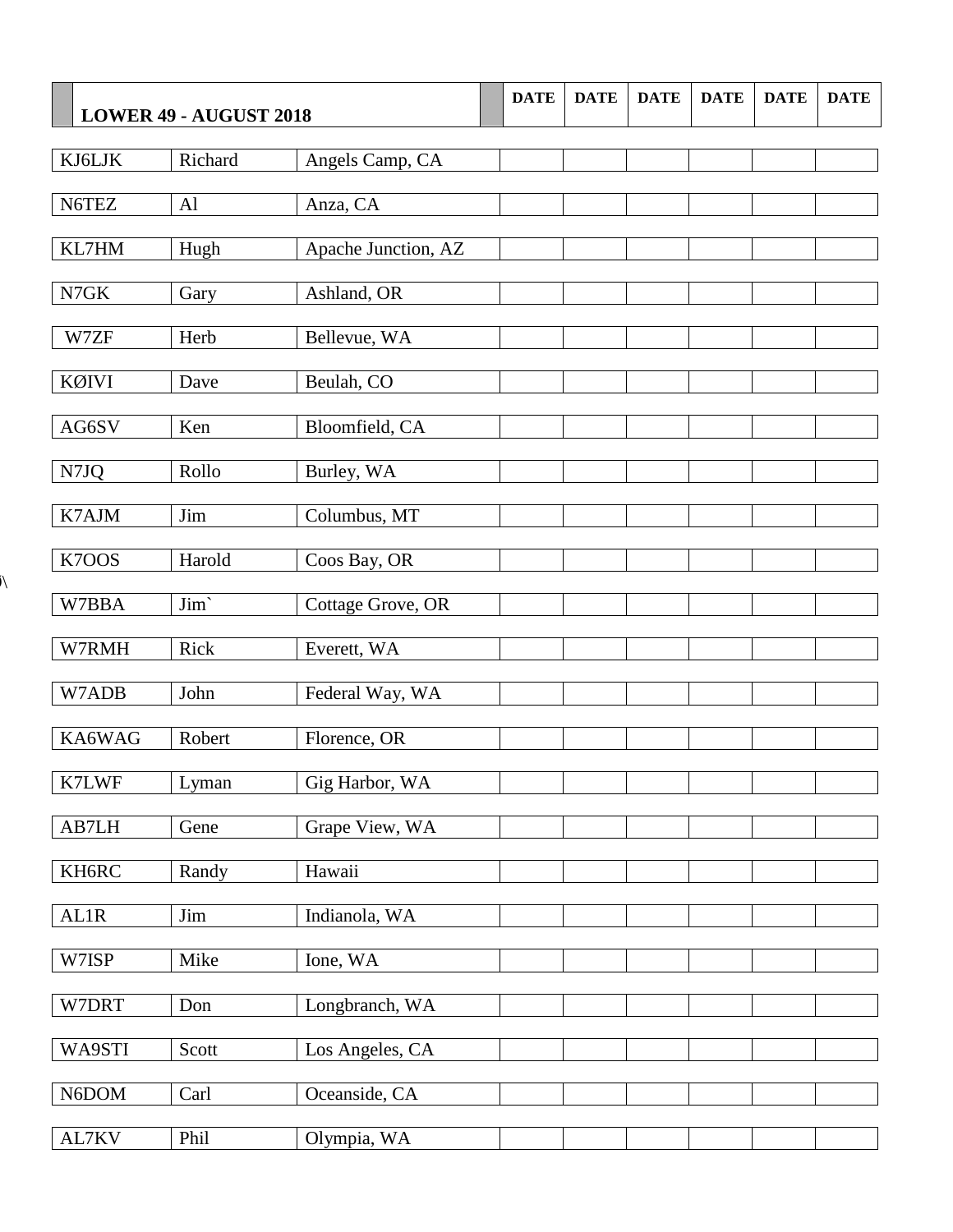| LOWER 49 - AUGUST 2018 | | | DATE | DATE | DATE | DATE | DATE | DATE |
|---|---|---|---|---|---|---|---|---|
| KJ6LJK | Richard | Angels Camp, CA | | | | | | |
| N6TEZ | Al | Anza, CA | | | | | | |
| KL7HM | Hugh | Apache Junction, AZ | | | | | | |
| N7GK | Gary | Ashland, OR | | | | | | |
| W7ZF | Herb | Bellevue, WA | | | | | | |
| KØIVI | Dave | Beulah, CO | | | | | | |
| AG6SV | Ken | Bloomfield, CA | | | | | | |
| N7JQ | Rollo | Burley, WA | | | | | | |
| K7AJM | Jim | Columbus, MT | | | | | | |
| K7OOS | Harold | Coos Bay, OR | | | | | | |
| W7BBA | Jim` | Cottage Grove, OR | | | | | | |
| W7RMH | Rick | Everett, WA | | | | | | |
| W7ADB | John | Federal Way, WA | | | | | | |
| KA6WAG | Robert | Florence, OR | | | | | | |
| K7LWF | Lyman | Gig Harbor, WA | | | | | | |
| AB7LH | Gene | Grape View, WA | | | | | | |
| KH6RC | Randy | Hawaii | | | | | | |
| AL1R | Jim | Indianola, WA | | | | | | |
| W7ISP | Mike | Ione, WA | | | | | | |
| W7DRT | Don | Longbranch, WA | | | | | | |
| WA9STI | Scott | Los Angeles, CA | | | | | | |
| N6DOM | Carl | Oceanside, CA | | | | | | |
| AL7KV | Phil | Olympia, WA | | | | | | |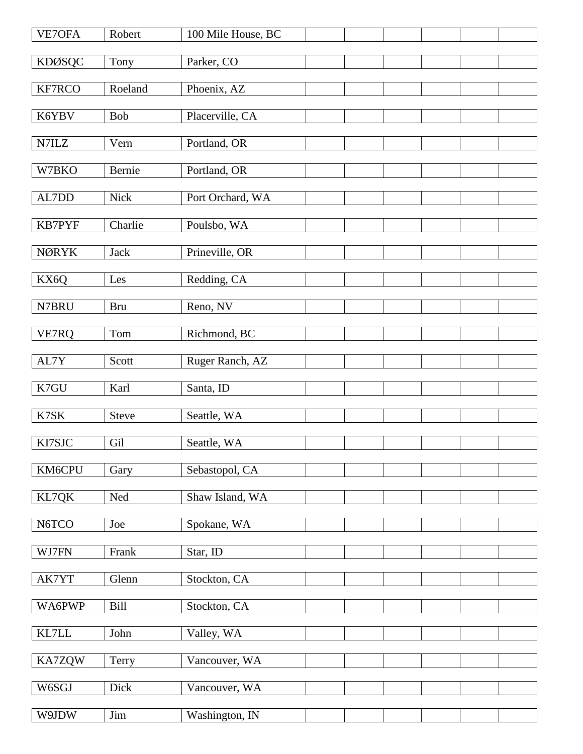| | | | | | | | | |
|---|---|---|---|---|---|---|---|---|
| VE7OFA | Robert | 100 Mile House, BC | | | | | | |
| KDØSQC | Tony | Parker, CO | | | | | | |
| KF7RCO | Roeland | Phoenix, AZ | | | | | | |
| K6YBV | Bob | Placerville, CA | | | | | | |
| N7ILZ | Vern | Portland, OR | | | | | | |
| W7BKO | Bernie | Portland, OR | | | | | | |
| AL7DD | Nick | Port Orchard, WA | | | | | | |
| KB7PYF | Charlie | Poulsbo, WA | | | | | | |
| NØRYK | Jack | Prineville, OR | | | | | | |
| KX6Q | Les | Redding, CA | | | | | | |
| N7BRU | Bru | Reno, NV | | | | | | |
| VE7RQ | Tom | Richmond, BC | | | | | | |
| AL7Y | Scott | Ruger Ranch, AZ | | | | | | |
| K7GU | Karl | Santa, ID | | | | | | |
| K7SK | Steve | Seattle, WA | | | | | | |
| KI7SJC | Gil | Seattle, WA | | | | | | |
| KM6CPU | Gary | Sebastopol, CA | | | | | | |
| KL7QK | Ned | Shaw Island, WA | | | | | | |
| N6TCO | Joe | Spokane, WA | | | | | | |
| WJ7FN | Frank | Star, ID | | | | | | |
| AK7YT | Glenn | Stockton, CA | | | | | | |
| WA6PWP | Bill | Stockton, CA | | | | | | |
| KL7LL | John | Valley, WA | | | | | | |
| KA7ZQW | Terry | Vancouver, WA | | | | | | |
| W6SGJ | Dick | Vancouver, WA | | | | | | |
| W9JDW | Jim | Washington, IN | | | | | | |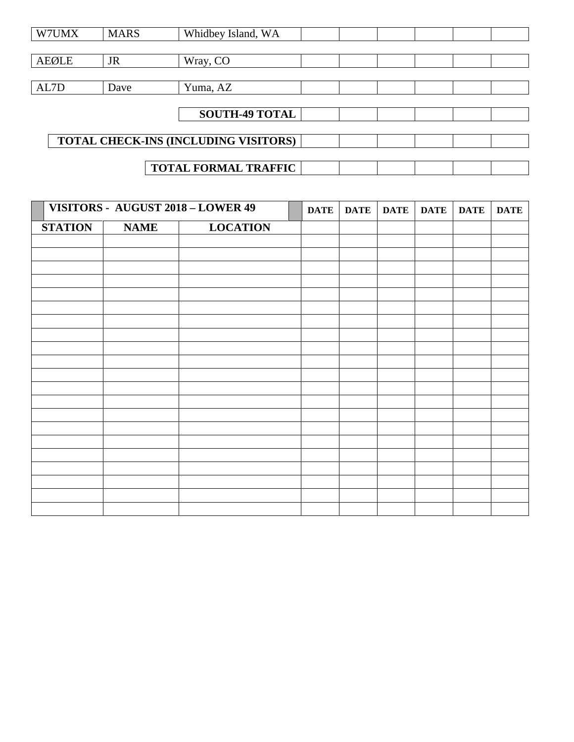| W7UMX | MARS | Whidbey Island, WA | | | | | | |
|---|---|---|---|---|---|---|---|---|
| AEØLE | JR | Wray, CO | | | | | | |
| AL7D | Dave | Yuma, AZ | | | | | | |
| | | **SOUTH-49 TOTAL** | | | | | | |
| | | **TOTAL CHECK-INS (INCLUDING VISITORS)** | | | | | | |
| | | **TOTAL FORMAL TRAFFIC** | | | | | | |

| **VISITORS - AUGUST 2018 – LOWER 49** | | | **DATE** | **DATE** | **DATE** | **DATE** | **DATE** | **DATE** |
|---|---|---|---|---|---|---|---|---|
| **STATION** | **NAME** | **LOCATION** | | | | | | |
| | | | | | | | | |
| | | | | | | | | |
| | | | | | | | | |
| | | | | | | | | |
| | | | | | | | | |
| | | | | | | | | |
| | | | | | | | | |
| | | | | | | | | |
| | | | | | | | | |
| | | | | | | | | |
| | | | | | | | | |
| | | | | | | | | |
| | | | | | | | | |
| | | | | | | | | |
| | | | | | | | | |
| | | | | | | | | |
| | | | | | | | | |
| | | | | | | | | |
| | | | | | | | | |
| | | | | | | | | |
| | | | | | | | | |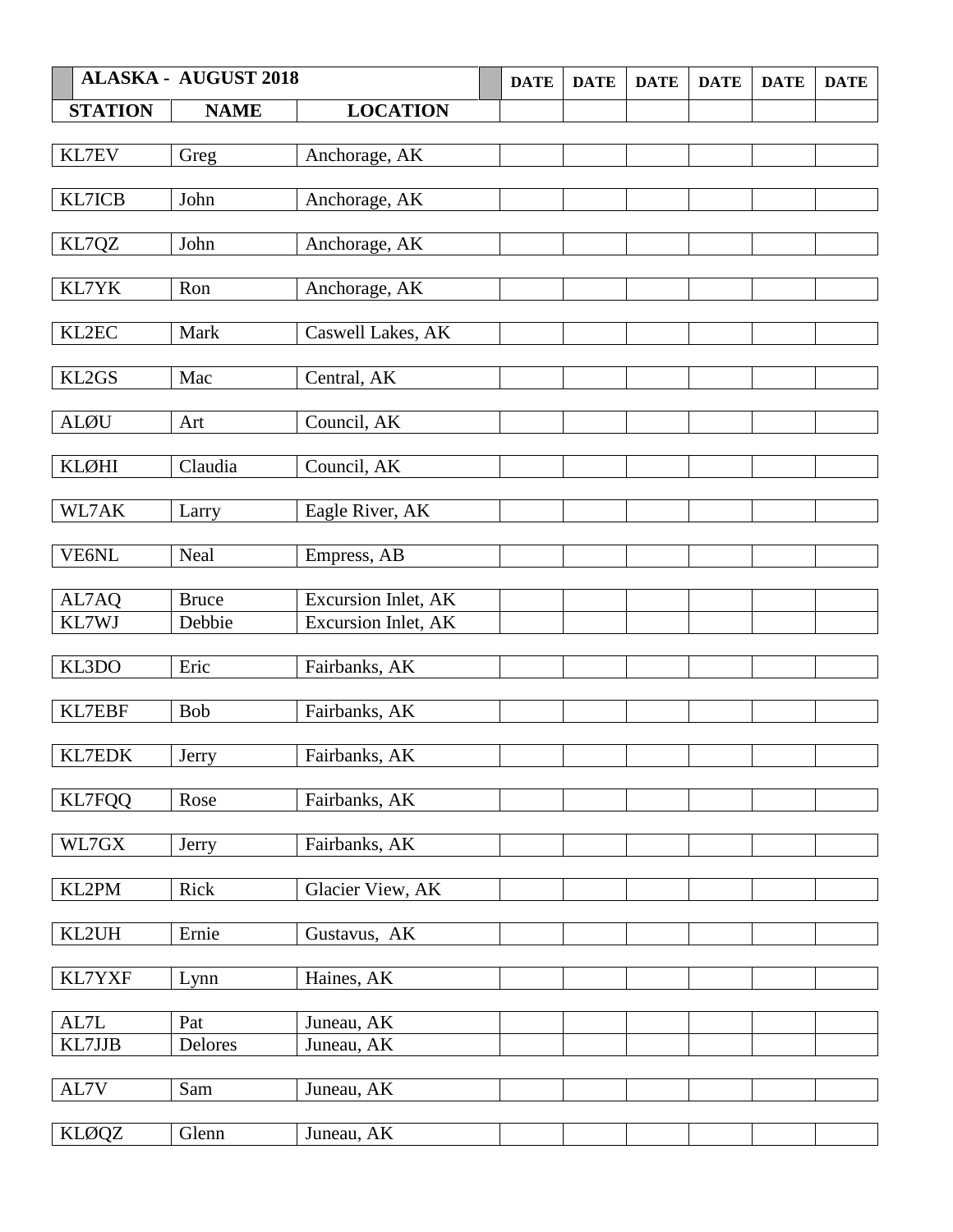| ALASKA - AUGUST 2018 | | | DATE | DATE | DATE | DATE | DATE | DATE |
|---|---|---|---|---|---|---|---|---|
| **STATION** | **NAME** | **LOCATION** | | | | | | |
| KL7EV | Greg | Anchorage, AK | | | | | | |
| KL7ICB | John | Anchorage, AK | | | | | | |
| KL7QZ | John | Anchorage, AK | | | | | | |
| KL7YK | Ron | Anchorage, AK | | | | | | |
| KL2EC | Mark | Caswell Lakes, AK | | | | | | |
| KL2GS | Mac | Central, AK | | | | | | |
| ALØU | Art | Council, AK | | | | | | |
| KLØHI | Claudia | Council, AK | | | | | | |
| WL7AK | Larry | Eagle River, AK | | | | | | |
| VE6NL | Neal | Empress, AB | | | | | | |
| AL7AQ | Bruce | Excursion Inlet, AK | | | | | | |
| KL7WJ | Debbie | Excursion Inlet, AK | | | | | | |
| KL3DO | Eric | Fairbanks, AK | | | | | | |
| KL7EBF | Bob | Fairbanks, AK | | | | | | |
| KL7EDK | Jerry | Fairbanks, AK | | | | | | |
| KL7FQQ | Rose | Fairbanks, AK | | | | | | |
| WL7GX | Jerry | Fairbanks, AK | | | | | | |
| KL2PM | Rick | Glacier View, AK | | | | | | |
| KL2UH | Ernie | Gustavus, AK | | | | | | |
| KL7YXF | Lynn | Haines, AK | | | | | | |
| AL7L | Pat | Juneau, AK | | | | | | |
| KL7JJB | Delores | Juneau, AK | | | | | | |
| AL7V | Sam | Juneau, AK | | | | | | |
| KLØQZ | Glenn | Juneau, AK | | | | | | |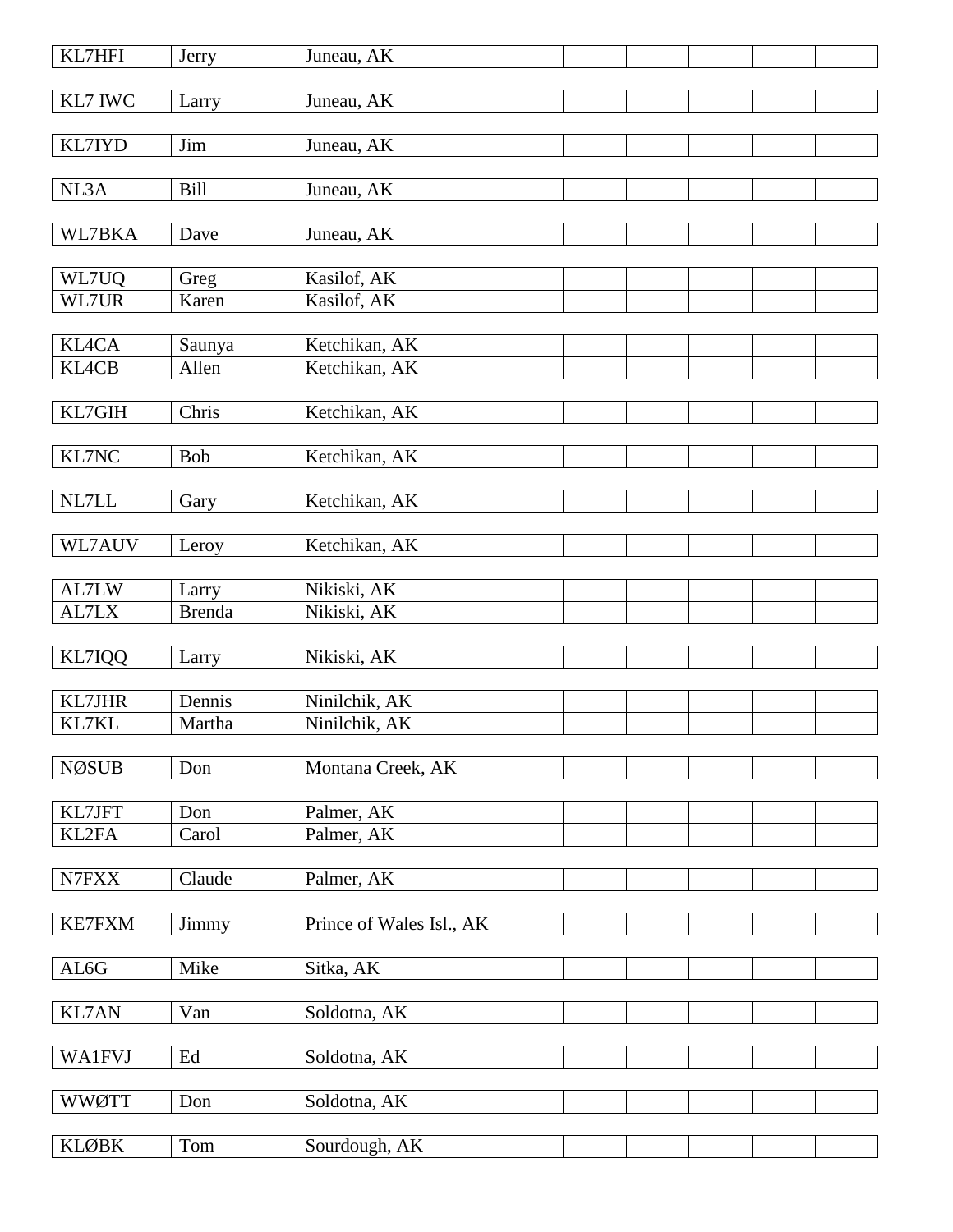| | | | | | | | | |
|---|---|---|---|---|---|---|---|---|
| KL7HFI | Jerry | Juneau, AK | | | | | | |
| KL7 IWC | Larry | Juneau, AK | | | | | | |
| KL7IYD | Jim | Juneau, AK | | | | | | |
| NL3A | Bill | Juneau, AK | | | | | | |
| WL7BKA | Dave | Juneau, AK | | | | | | |
| WL7UQ | Greg | Kasilof, AK | | | | | | |
| WL7UR | Karen | Kasilof, AK | | | | | | |
| KL4CA | Saunya | Ketchikan, AK | | | | | | |
| KL4CB | Allen | Ketchikan, AK | | | | | | |
| KL7GIH | Chris | Ketchikan, AK | | | | | | |
| KL7NC | Bob | Ketchikan, AK | | | | | | |
| NL7LL | Gary | Ketchikan, AK | | | | | | |
| WL7AUV | Leroy | Ketchikan, AK | | | | | | |
| AL7LW | Larry | Nikiski, AK | | | | | | |
| AL7LX | Brenda | Nikiski, AK | | | | | | |
| KL7IQQ | Larry | Nikiski, AK | | | | | | |
| KL7JHR | Dennis | Ninilchik, AK | | | | | | |
| KL7KL | Martha | Ninilchik, AK | | | | | | |
| NØSUB | Don | Montana Creek, AK | | | | | | |
| KL7JFT | Don | Palmer, AK | | | | | | |
| KL2FA | Carol | Palmer, AK | | | | | | |
| N7FXX | Claude | Palmer, AK | | | | | | |
| KE7FXM | Jimmy | Prince of Wales Isl., AK | | | | | | |
| AL6G | Mike | Sitka, AK | | | | | | |
| KL7AN | Van | Soldotna, AK | | | | | | |
| WA1FVJ | Ed | Soldotna, AK | | | | | | |
| WWØTT | Don | Soldotna, AK | | | | | | |
| KLØBK | Tom | Sourdough, AK | | | | | | |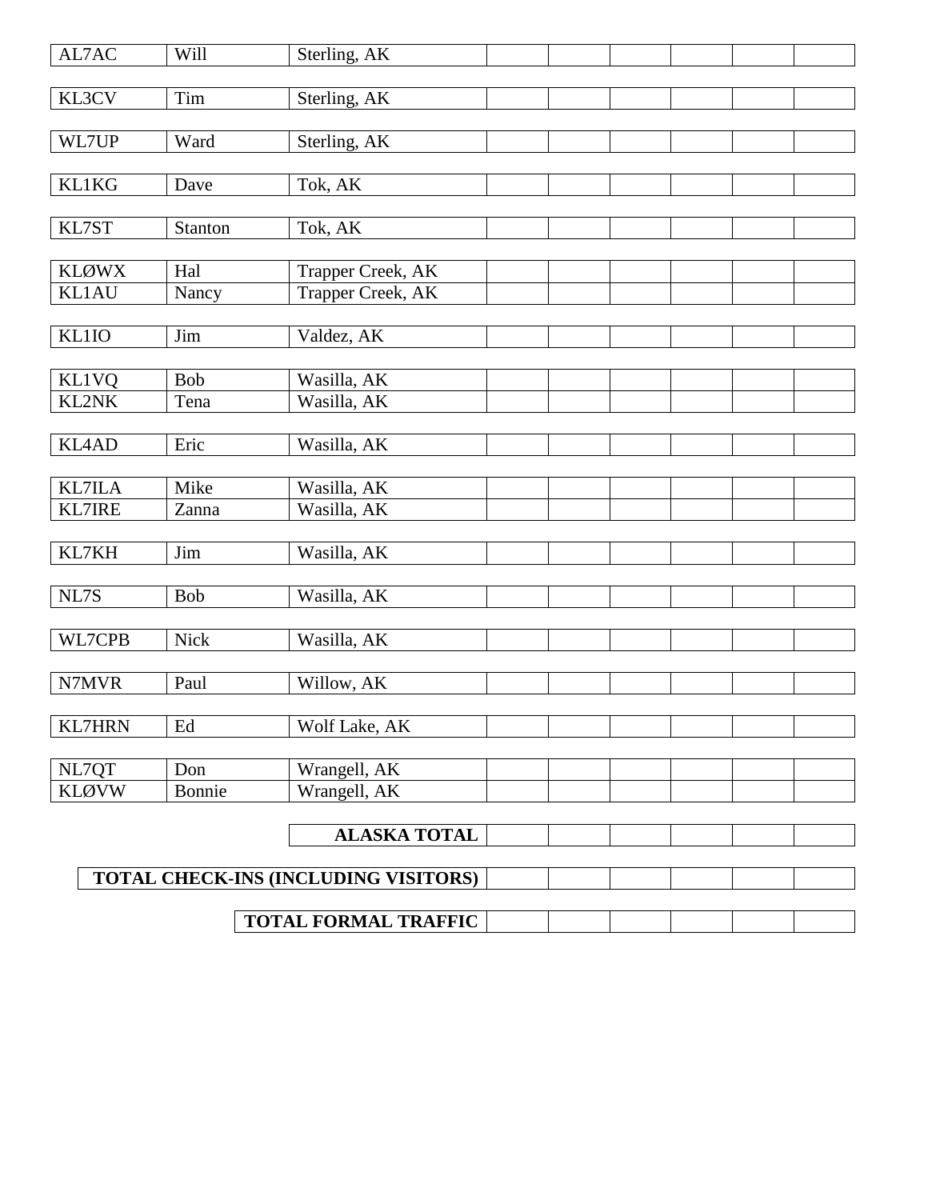| | | | | | | | |
|---|---|---|---|---|---|---|---|
| AL7AC | Will | Sterling, AK | | | | | |
| KL3CV | Tim | Sterling, AK | | | | | |
| WL7UP | Ward | Sterling, AK | | | | | |
| KL1KG | Dave | Tok, AK | | | | | |
| KL7ST | Stanton | Tok, AK | | | | | |
| KLØWX | Hal | Trapper Creek, AK | | | | | |
| KL1AU | Nancy | Trapper Creek, AK | | | | | |
| KL1IO | Jim | Valdez, AK | | | | | |
| KL1VQ | Bob | Wasilla, AK | | | | | |
| KL2NK | Tena | Wasilla, AK | | | | | |
| KL4AD | Eric | Wasilla, AK | | | | | |
| KL7ILA | Mike | Wasilla, AK | | | | | |
| KL7IRE | Zanna | Wasilla, AK | | | | | |
| KL7KH | Jim | Wasilla, AK | | | | | |
| NL7S | Bob | Wasilla, AK | | | | | |
| WL7CPB | Nick | Wasilla, AK | | | | | |
| N7MVR | Paul | Willow, AK | | | | | |
| KL7HRN | Ed | Wolf Lake, AK | | | | | |
| NL7QT | Don | Wrangell, AK | | | | | |
| KLØVW | Bonnie | Wrangell, AK | | | | | |
| | | **ALASKA TOTAL** | | | | | |
| | | **TOTAL CHECK-INS (INCLUDING VISITORS)** | | | | | |
| | | **TOTAL FORMAL TRAFFIC** | | | | | |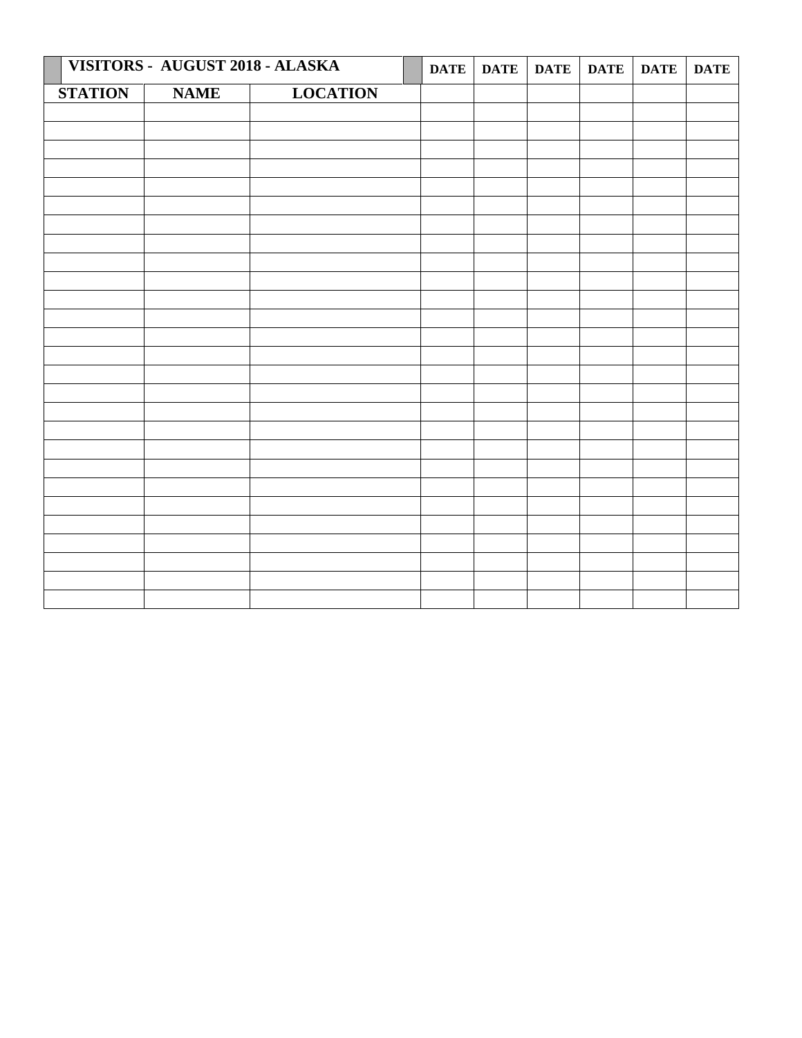| VISITORS - AUGUST 2018 - ALASKA | | | DATE | DATE | DATE | DATE | DATE | DATE |
|---|---|---|---|---|---|---|---|---|
| STATION | NAME | LOCATION | | | | | | |
| | | | | | | | | |
| | | | | | | | | |
| | | | | | | | | |
| | | | | | | | | |
| | | | | | | | | |
| | | | | | | | | |
| | | | | | | | | |
| | | | | | | | | |
| | | | | | | | | |
| | | | | | | | | |
| | | | | | | | | |
| | | | | | | | | |
| | | | | | | | | |
| | | | | | | | | |
| | | | | | | | | |
| | | | | | | | | |
| | | | | | | | | |
| | | | | | | | | |
| | | | | | | | | |
| | | | | | | | | |
| | | | | | | | | |
| | | | | | | | | |
| | | | | | | | | |
| | | | | | | | | |
| | | | | | | | | |
| | | | | | | | | |
| | | | | | | | | |